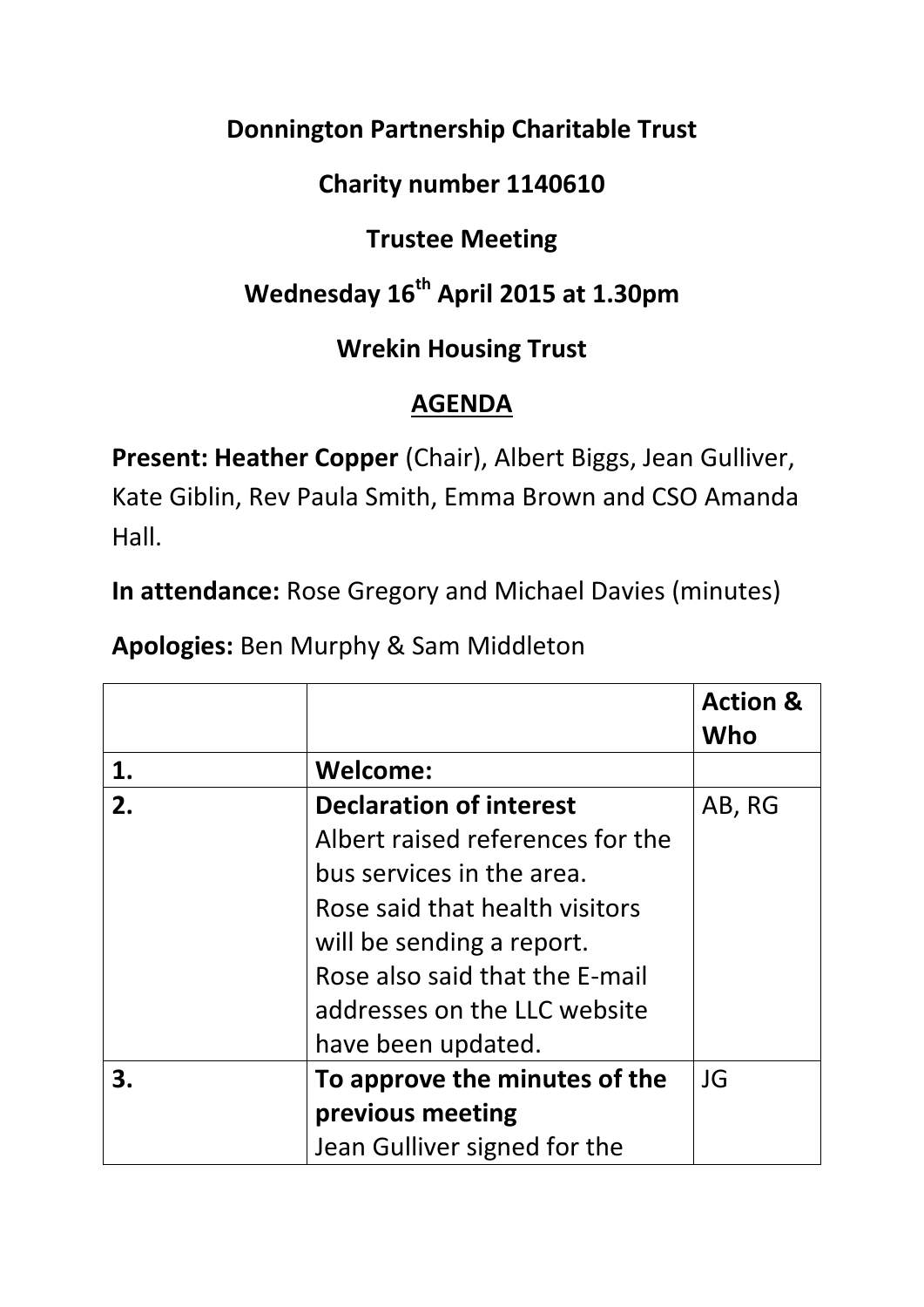# Donnington Partnership Charitable Trust

## Charity number 1140610

## Trustee Meeting

## Wednesday 16th April 2015 at 1.30pm

## Wrekin Housing Trust

## AGENDA

**Present: Heather Copper** (Chair), Albert Biggs, Jean Gulliver, Kate Giblin, Rev Paula Smith, Emma Brown and CSO Amanda Hall.

**In attendance:** Rose Gregory and Michael Davies (minutes)

**Apologies:** Ben Murphy & Sam Middleton

| | | **Action & Who** |
|---|---|---|
| **1.** | **Welcome:** | |
| **2.** | **Declaration of interest**<br>Albert raised references for the bus services in the area.<br>Rose said that health visitors will be sending a report.<br>Rose also said that the E-mail addresses on the LLC website have been updated. | AB, RG |
| **3.** | **To approve the minutes of the previous meeting**<br>Jean Gulliver signed for the | JG |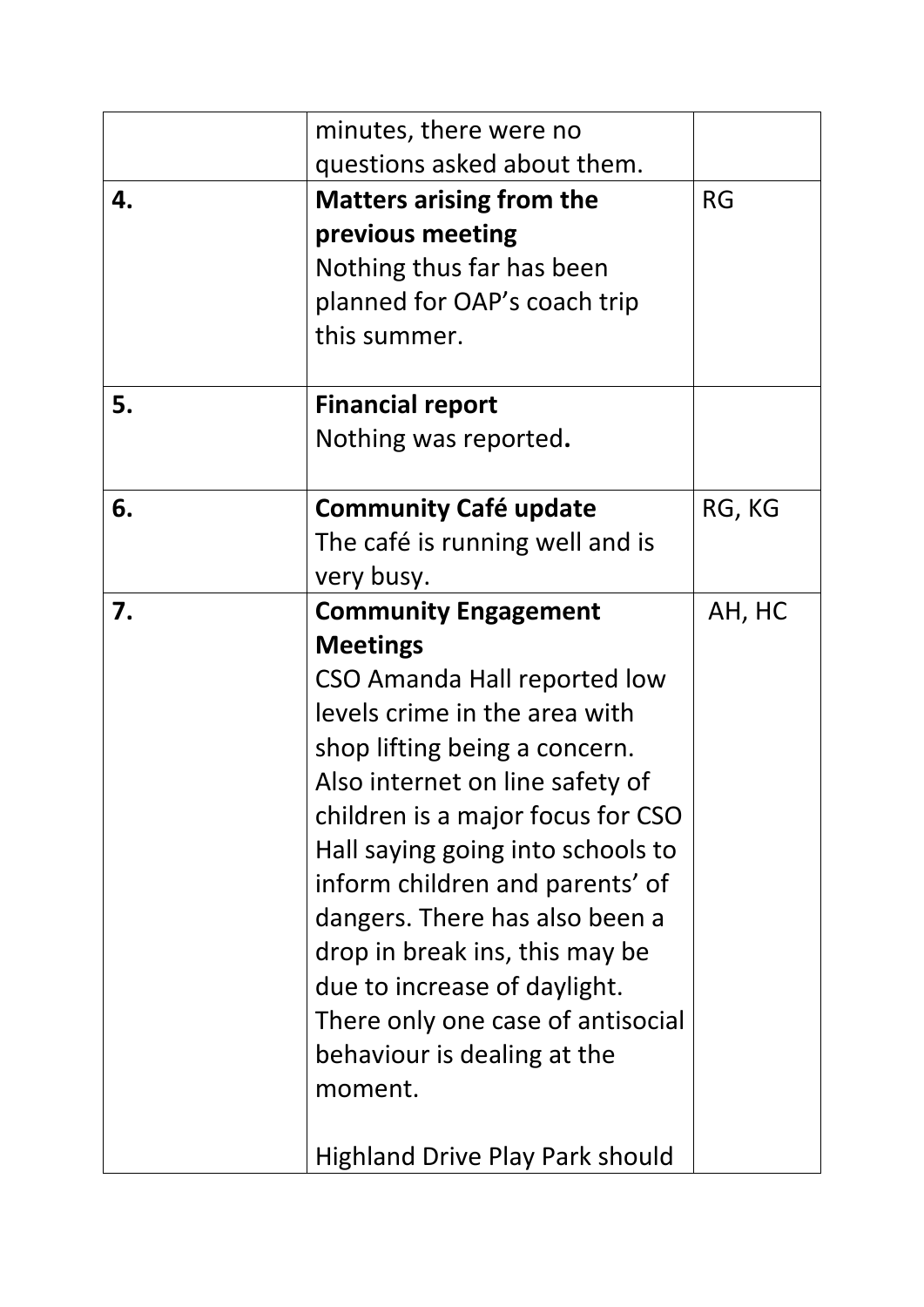| | | |
|---|---|---|
| | minutes, there were no questions asked about them. | |
| **4.** | **Matters arising from the previous meeting**<br>Nothing thus far has been planned for OAP's coach trip this summer. | RG |
| **5.** | **Financial report**<br>Nothing was reported**.** | |
| **6.** | **Community Café update**<br>The café is running well and is very busy. | RG, KG |
| **7.** | **Community Engagement Meetings**<br>CSO Amanda Hall reported low levels crime in the area with shop lifting being a concern. Also internet on line safety of children is a major focus for CSO Hall saying going into schools to inform children and parents' of dangers. There has also been a drop in break ins, this may be due to increase of daylight. There only one case of antisocial behaviour is dealing at the moment.<br><br>Highland Drive Play Park should | AH, HC |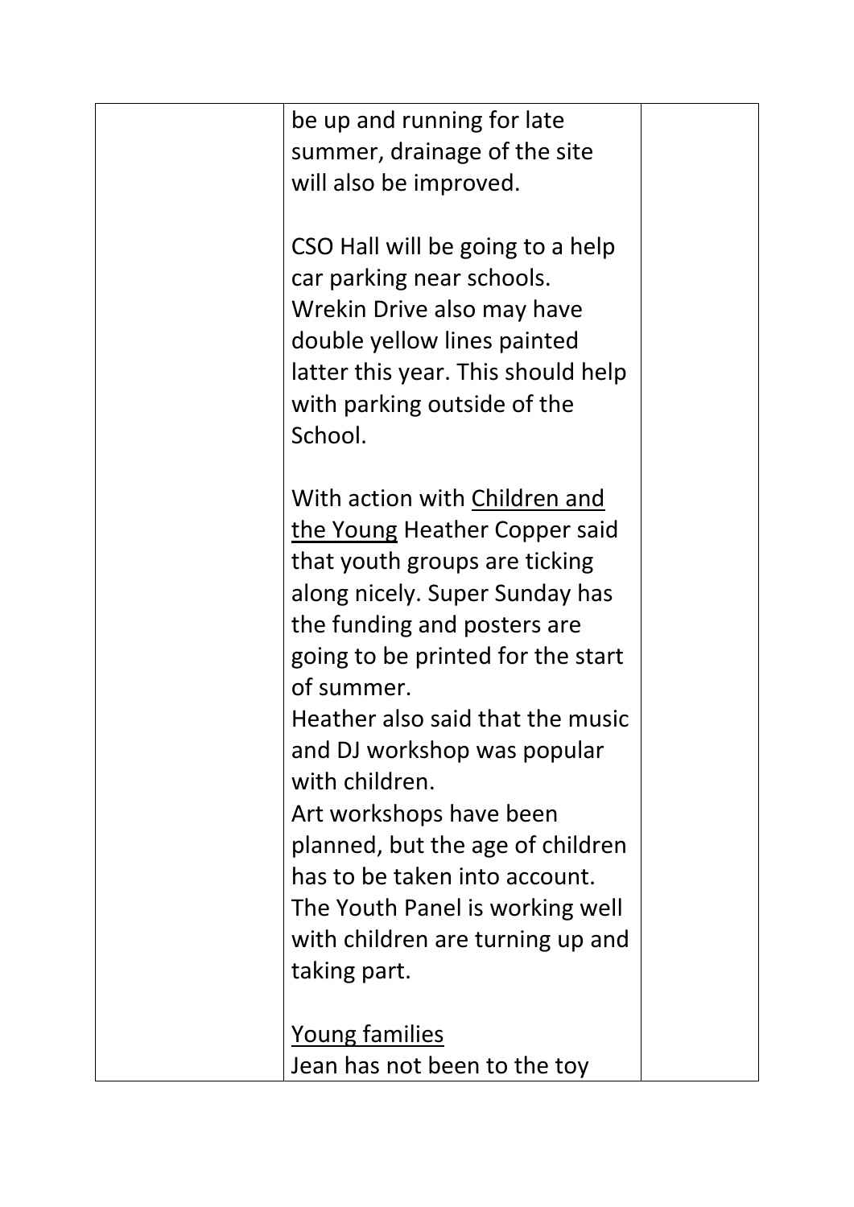| | be up and running for late summer, drainage of the site will also be improved.<br><br>CSO Hall will be going to a help car parking near schools. Wrekin Drive also may have double yellow lines painted latter this year. This should help with parking outside of the School.<br><br>With action with <u>Children and the Young</u> Heather Copper said that youth groups are ticking along nicely. Super Sunday has the funding and posters are going to be printed for the start of summer.<br>Heather also said that the music and DJ workshop was popular with children.<br>Art workshops have been planned, but the age of children has to be taken into account.<br>The Youth Panel is working well with children are turning up and taking part.<br><br><u>Young families</u><br>Jean has not been to the toy | |
|---|---|---|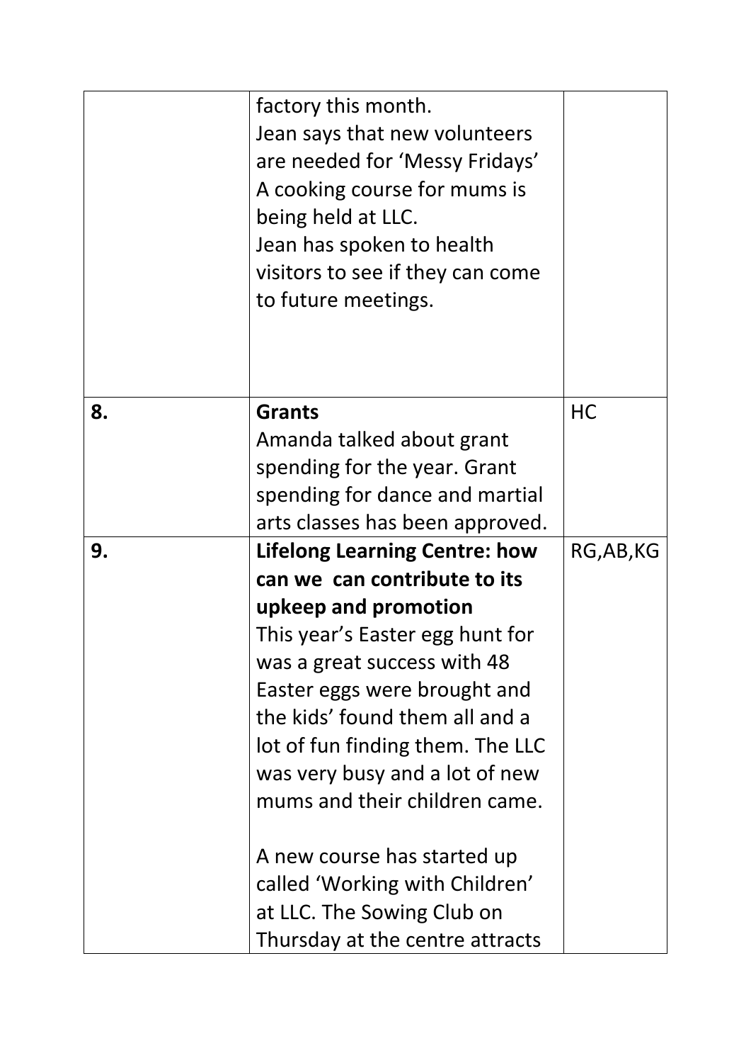| | | |
|---|---|---|
| | factory this month.<br>Jean says that new volunteers are needed for 'Messy Fridays'<br>A cooking course for mums is being held at LLC.<br>Jean has spoken to health visitors to see if they can come to future meetings. | |
| 8. | **Grants**<br>Amanda talked about grant spending for the year. Grant spending for dance and martial arts classes has been approved. | HC |
| 9. | **Lifelong Learning Centre: how can we  can contribute to its upkeep and promotion**<br>This year's Easter egg hunt for was a great success with 48 Easter eggs were brought and the kids' found them all and a lot of fun finding them. The LLC was very busy and a lot of new mums and their children came.<br><br>A new course has started up called 'Working with Children' at LLC. The Sowing Club on Thursday at the centre attracts | RG,AB,KG |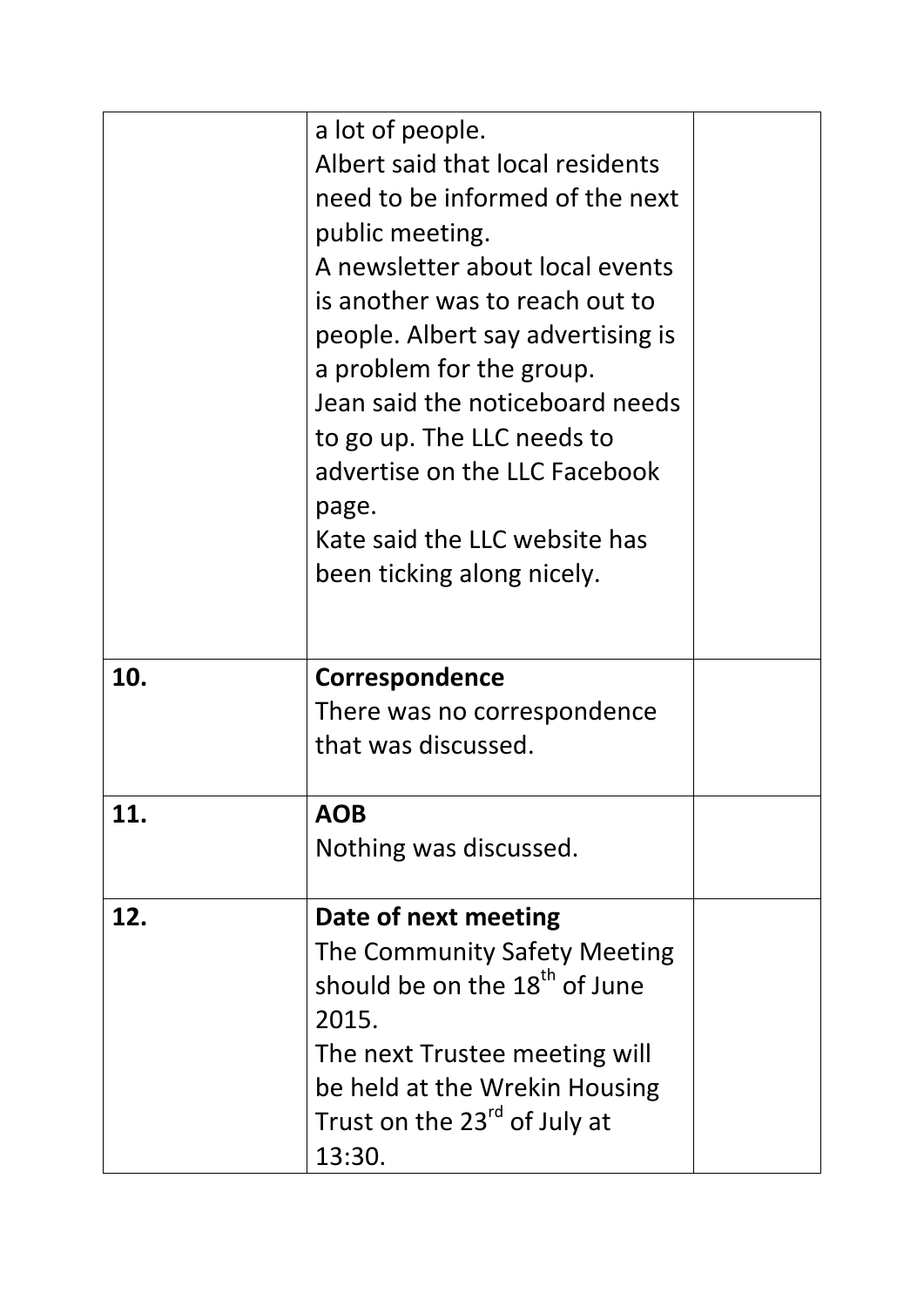| | | |
|---|---|---|
| | a lot of people.<br>Albert said that local residents need to be informed of the next public meeting.<br>A newsletter about local events is another was to reach out to people. Albert say advertising is a problem for the group.<br>Jean said the noticeboard needs to go up. The LLC needs to advertise on the LLC Facebook page.<br>Kate said the LLC website has been ticking along nicely. | |
| **10.** | **Correspondence**<br>There was no correspondence that was discussed. | |
| **11.** | **AOB**<br>Nothing was discussed. | |
| **12.** | **Date of next meeting**<br>The Community Safety Meeting should be on the 18th of June 2015.<br>The next Trustee meeting will be held at the Wrekin Housing Trust on the 23rd of July at 13:30. | |